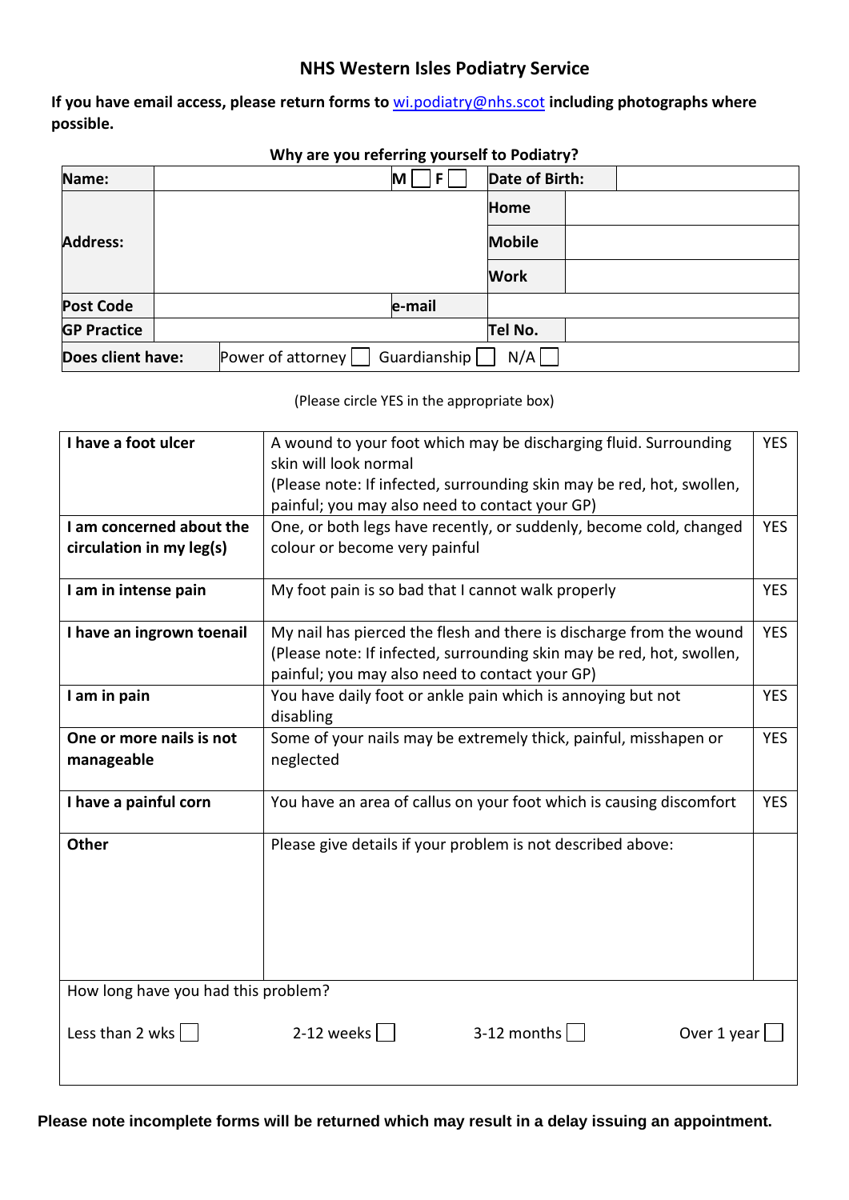# NHS Western Isles Podiatry Service

**If you have email access, please return forms to wi.podiatry@nhs.scot including photographs where possible.**

**Why are you referring yourself to Podiatry?**

| **Name:** | | **M** ☐ **F** ☐ | **Date of Birth:** | |
|---|---|---|---|---|
| **Address:** | | | **Home** | |
| | | | **Mobile** | |
| | | | **Work** | |
| **Post Code** | | **e-mail** | | |
| **GP Practice** | | | **Tel No.** | |
| **Does client have:** | Power of attorney ☐ Guardianship ☐ N/A ☐ | | | |

(Please circle YES in the appropriate box)

| | | |
|---|---|---|
| **I have a foot ulcer** | A wound to your foot which may be discharging fluid. Surrounding skin will look normal (Please note: If infected, surrounding skin may be red, hot, swollen, painful; you may also need to contact your GP) | YES |
| **I am concerned about the circulation in my leg(s)** | One, or both legs have recently, or suddenly, become cold, changed colour or become very painful | YES |
| **I am in intense pain** | My foot pain is so bad that I cannot walk properly | YES |
| **I have an ingrown toenail** | My nail has pierced the flesh and there is discharge from the wound (Please note: If infected, surrounding skin may be red, hot, swollen, painful; you may also need to contact your GP) | YES |
| **I am in pain** | You have daily foot or ankle pain which is annoying but not disabling | YES |
| **One or more nails is not manageable** | Some of your nails may be extremely thick, painful, misshapen or neglected | YES |
| **I have a painful corn** | You have an area of callus on your foot which is causing discomfort | YES |
| **Other** | Please give details if your problem is not described above: | |

How long have you had this problem?

Less than 2 wks ☐ 2-12 weeks ☐ 3-12 months ☐ Over 1 year ☐

**Please note incomplete forms will be returned which may result in a delay issuing an appointment.**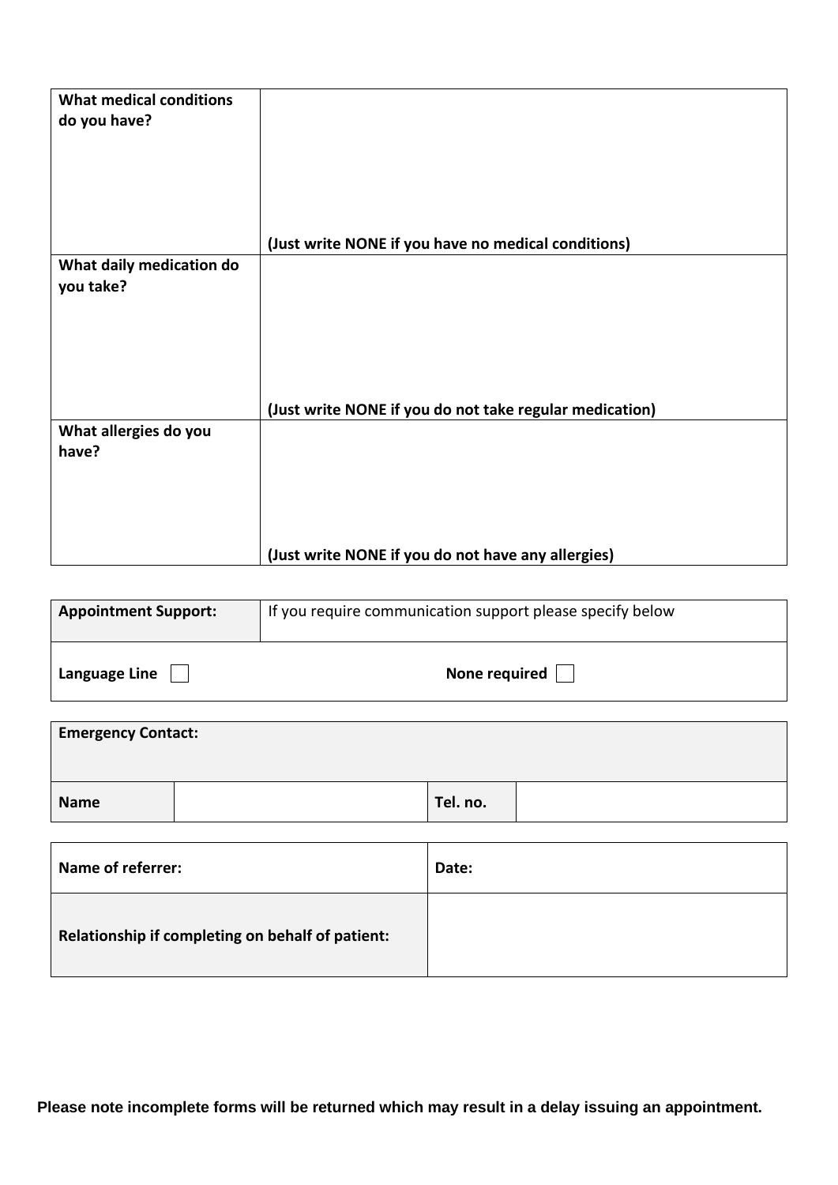| | |
|---|---|
| **What medical conditions do you have?** | **(Just write NONE if you have no medical conditions)** |
| **What daily medication do you take?** | **(Just write NONE if you do not take regular medication)** |
| **What allergies do you have?** | **(Just write NONE if you do not have any allergies)** |

| | |
|---|---|
| **Appointment Support:** | If you require communication support please specify below |
| **Language Line** ☐ | **None required** ☐ |

| | | | |
|---|---|---|---|
| **Emergency Contact:** | | | |
| **Name** | | **Tel. no.** | |

| | |
|---|---|
| **Name of referrer:** | **Date:** |
| **Relationship if completing on behalf of patient:** | |

**Please note incomplete forms will be returned which may result in a delay issuing an appointment.**